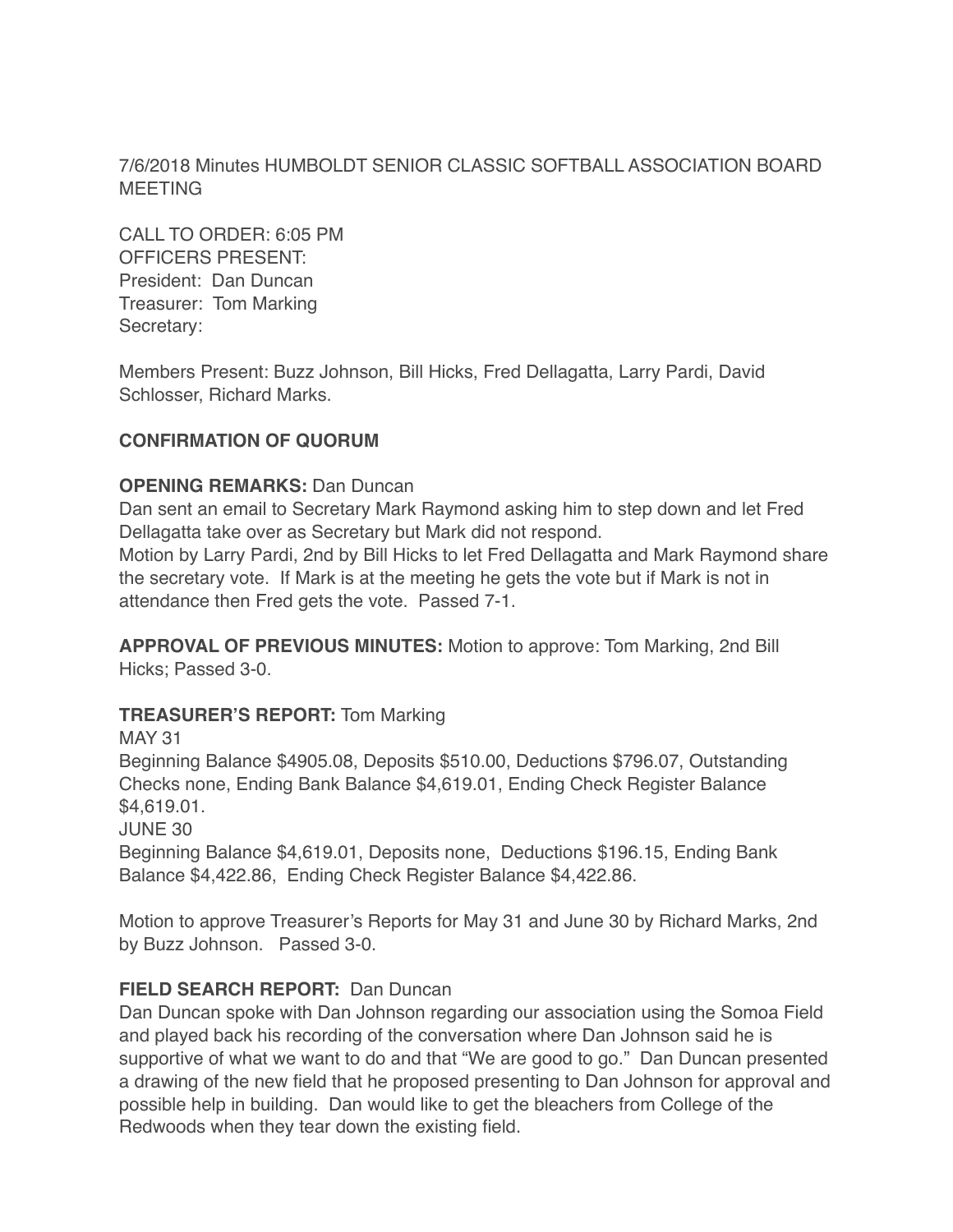7/6/2018 Minutes HUMBOLDT SENIOR CLASSIC SOFTBALL ASSOCIATION BOARD MEETING

CALL TO ORDER: 6:05 PM
OFFICERS PRESENT:
President: Dan Duncan
Treasurer: Tom Marking
Secretary:

Members Present: Buzz Johnson, Bill Hicks, Fred Dellagatta, Larry Pardi, David Schlosser, Richard Marks.

**CONFIRMATION OF QUORUM**

**OPENING REMARKS:** Dan Duncan
Dan sent an email to Secretary Mark Raymond asking him to step down and let Fred Dellagatta take over as Secretary but Mark did not respond.
Motion by Larry Pardi, 2nd by Bill Hicks to let Fred Dellagatta and Mark Raymond share the secretary vote. If Mark is at the meeting he gets the vote but if Mark is not in attendance then Fred gets the vote. Passed 7-1.

**APPROVAL OF PREVIOUS MINUTES:** Motion to approve: Tom Marking, 2nd Bill Hicks; Passed 3-0.

**TREASURER'S REPORT:** Tom Marking
MAY 31
Beginning Balance $4905.08, Deposits $510.00, Deductions $796.07, Outstanding Checks none, Ending Bank Balance $4,619.01, Ending Check Register Balance $4,619.01.
JUNE 30
Beginning Balance $4,619.01, Deposits none, Deductions $196.15, Ending Bank Balance $4,422.86, Ending Check Register Balance $4,422.86.

Motion to approve Treasurer's Reports for May 31 and June 30 by Richard Marks, 2nd by Buzz Johnson. Passed 3-0.

**FIELD SEARCH REPORT:** Dan Duncan
Dan Duncan spoke with Dan Johnson regarding our association using the Somoa Field and played back his recording of the conversation where Dan Johnson said he is supportive of what we want to do and that "We are good to go." Dan Duncan presented a drawing of the new field that he proposed presenting to Dan Johnson for approval and possible help in building. Dan would like to get the bleachers from College of the Redwoods when they tear down the existing field.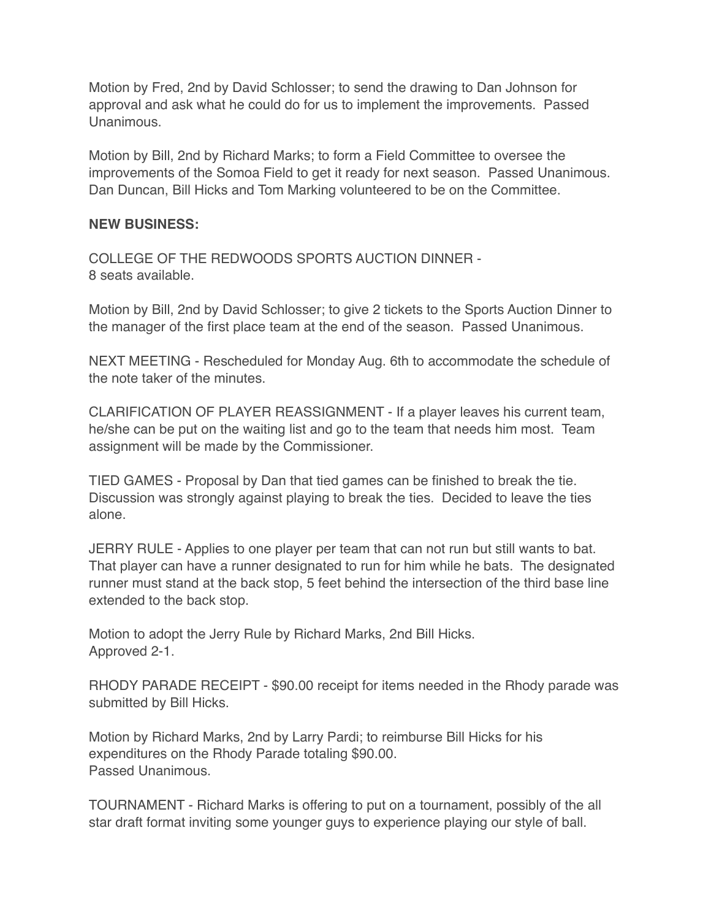Motion by Fred, 2nd by David Schlosser; to send the drawing to Dan Johnson for approval and ask what he could do for us to implement the improvements. Passed Unanimous.

Motion by Bill, 2nd by Richard Marks; to form a Field Committee to oversee the improvements of the Somoa Field to get it ready for next season. Passed Unanimous. Dan Duncan, Bill Hicks and Tom Marking volunteered to be on the Committee.

**NEW BUSINESS:**

COLLEGE OF THE REDWOODS SPORTS AUCTION DINNER -
8 seats available.

Motion by Bill, 2nd by David Schlosser; to give 2 tickets to the Sports Auction Dinner to the manager of the first place team at the end of the season. Passed Unanimous.

NEXT MEETING - Rescheduled for Monday Aug. 6th to accommodate the schedule of the note taker of the minutes.

CLARIFICATION OF PLAYER REASSIGNMENT - If a player leaves his current team, he/she can be put on the waiting list and go to the team that needs him most. Team assignment will be made by the Commissioner.

TIED GAMES - Proposal by Dan that tied games can be finished to break the tie. Discussion was strongly against playing to break the ties. Decided to leave the ties alone.

JERRY RULE - Applies to one player per team that can not run but still wants to bat. That player can have a runner designated to run for him while he bats. The designated runner must stand at the back stop, 5 feet behind the intersection of the third base line extended to the back stop.

Motion to adopt the Jerry Rule by Richard Marks, 2nd Bill Hicks.
Approved 2-1.

RHODY PARADE RECEIPT - $90.00 receipt for items needed in the Rhody parade was submitted by Bill Hicks.

Motion by Richard Marks, 2nd by Larry Pardi; to reimburse Bill Hicks for his expenditures on the Rhody Parade totaling $90.00.
Passed Unanimous.

TOURNAMENT - Richard Marks is offering to put on a tournament, possibly of the all star draft format inviting some younger guys to experience playing our style of ball.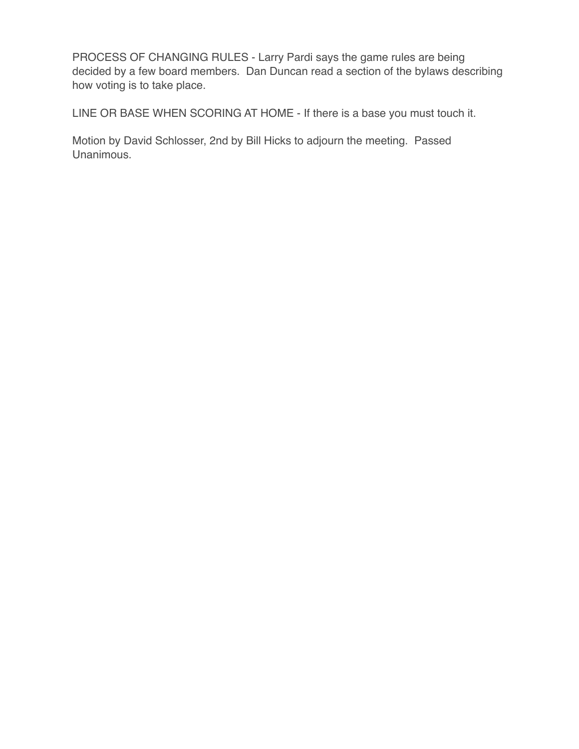PROCESS OF CHANGING RULES - Larry Pardi says the game rules are being decided by a few board members.  Dan Duncan read a section of the bylaws describing how voting is to take place.

LINE OR BASE WHEN SCORING AT HOME - If there is a base you must touch it.

Motion by David Schlosser, 2nd by Bill Hicks to adjourn the meeting.  Passed Unanimous.